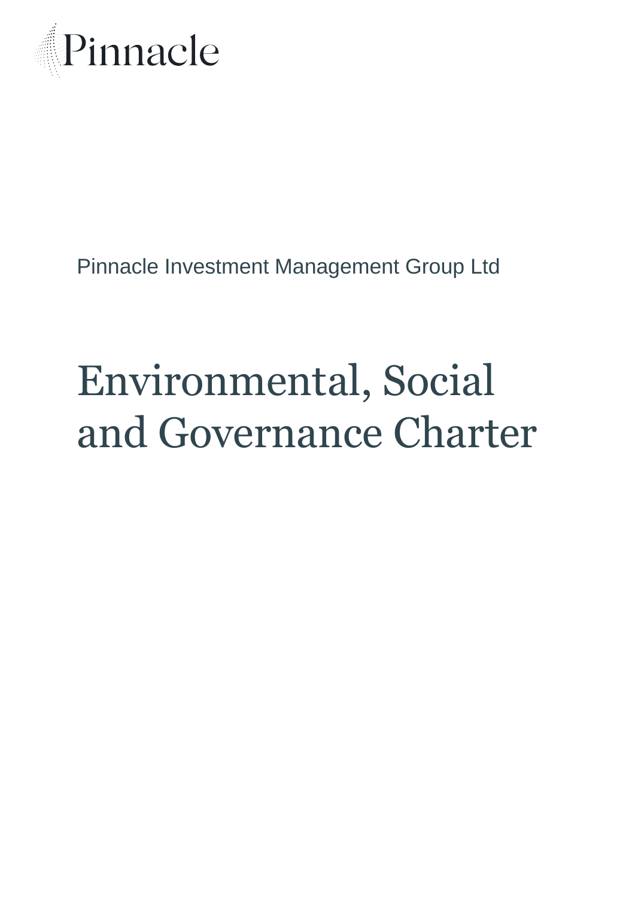Pinnacle

Pinnacle Investment Management Group Ltd

# Environmental, Social and Governance Charter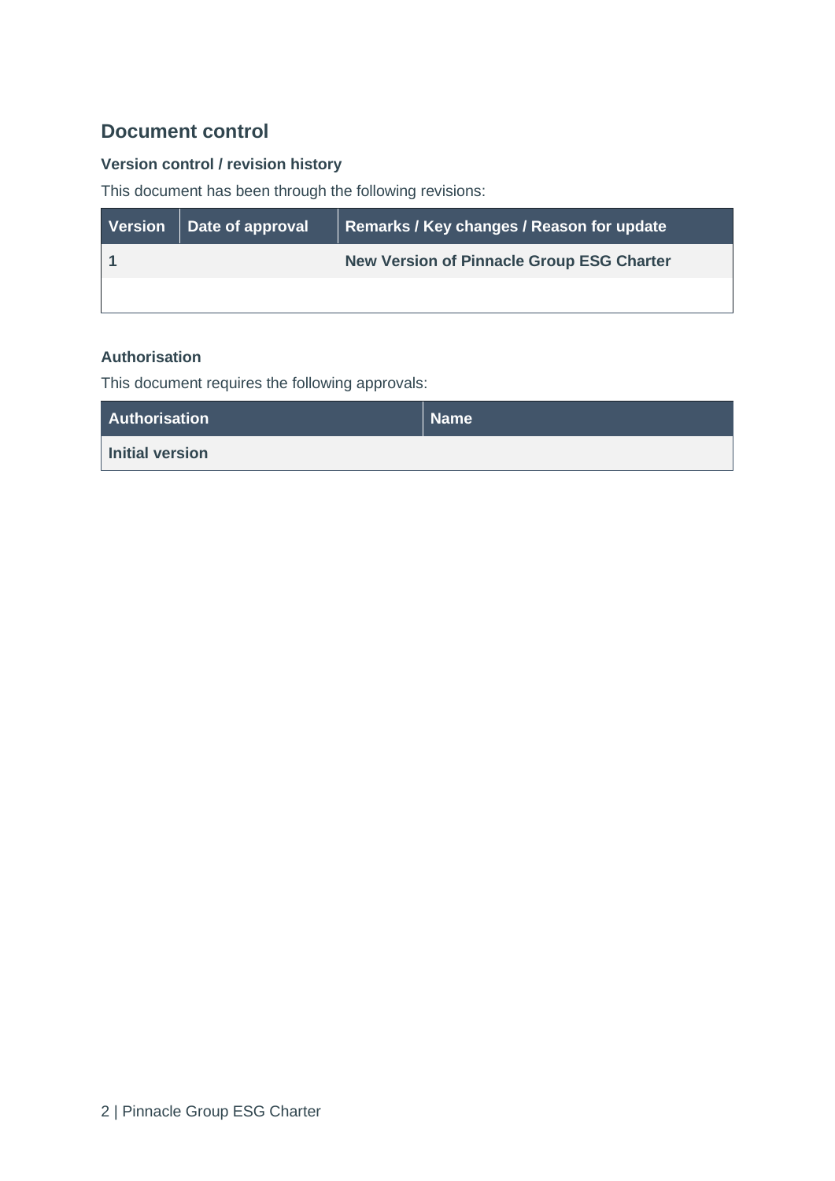## Document control

### Version control / revision history

This document has been through the following revisions:

| Version | Date of approval | Remarks / Key changes / Reason for update |
| --- | --- | --- |
| **1** | | **New Version of Pinnacle Group ESG Charter** |
| | | |

### Authorisation

This document requires the following approvals:

| Authorisation | Name |
| --- | --- |
| **Initial version** | |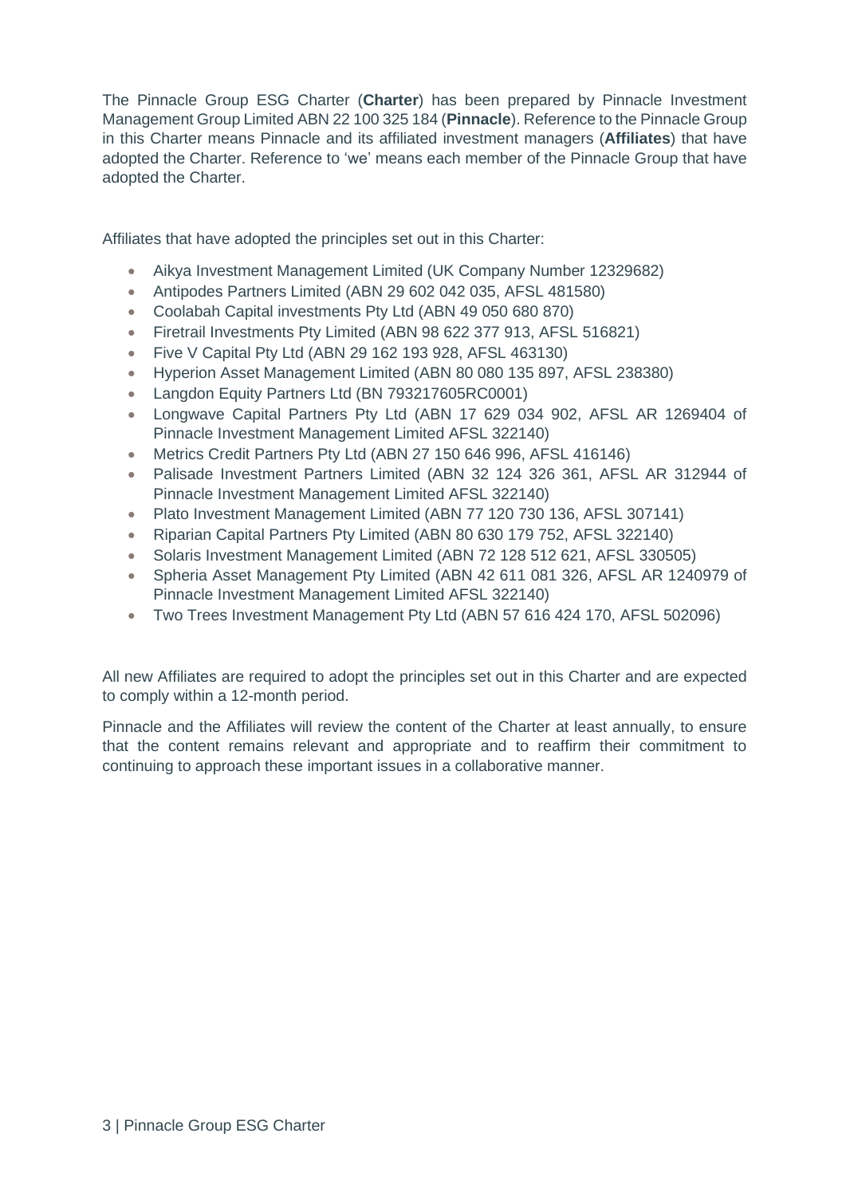The Pinnacle Group ESG Charter (**Charter**) has been prepared by Pinnacle Investment Management Group Limited ABN 22 100 325 184 (**Pinnacle**). Reference to the Pinnacle Group in this Charter means Pinnacle and its affiliated investment managers (**Affiliates**) that have adopted the Charter. Reference to 'we' means each member of the Pinnacle Group that have adopted the Charter.

Affiliates that have adopted the principles set out in this Charter:

- Aikya Investment Management Limited (UK Company Number 12329682)
- Antipodes Partners Limited (ABN 29 602 042 035, AFSL 481580)
- Coolabah Capital investments Pty Ltd (ABN 49 050 680 870)
- Firetrail Investments Pty Limited (ABN 98 622 377 913, AFSL 516821)
- Five V Capital Pty Ltd (ABN 29 162 193 928, AFSL 463130)
- Hyperion Asset Management Limited (ABN 80 080 135 897, AFSL 238380)
- Langdon Equity Partners Ltd (BN 793217605RC0001)
- Longwave Capital Partners Pty Ltd (ABN 17 629 034 902, AFSL AR 1269404 of Pinnacle Investment Management Limited AFSL 322140)
- Metrics Credit Partners Pty Ltd (ABN 27 150 646 996, AFSL 416146)
- Palisade Investment Partners Limited (ABN 32 124 326 361, AFSL AR 312944 of Pinnacle Investment Management Limited AFSL 322140)
- Plato Investment Management Limited (ABN 77 120 730 136, AFSL 307141)
- Riparian Capital Partners Pty Limited (ABN 80 630 179 752, AFSL 322140)
- Solaris Investment Management Limited (ABN 72 128 512 621, AFSL 330505)
- Spheria Asset Management Pty Limited (ABN 42 611 081 326, AFSL AR 1240979 of Pinnacle Investment Management Limited AFSL 322140)
- Two Trees Investment Management Pty Ltd (ABN 57 616 424 170, AFSL 502096)

All new Affiliates are required to adopt the principles set out in this Charter and are expected to comply within a 12-month period.

Pinnacle and the Affiliates will review the content of the Charter at least annually, to ensure that the content remains relevant and appropriate and to reaffirm their commitment to continuing to approach these important issues in a collaborative manner.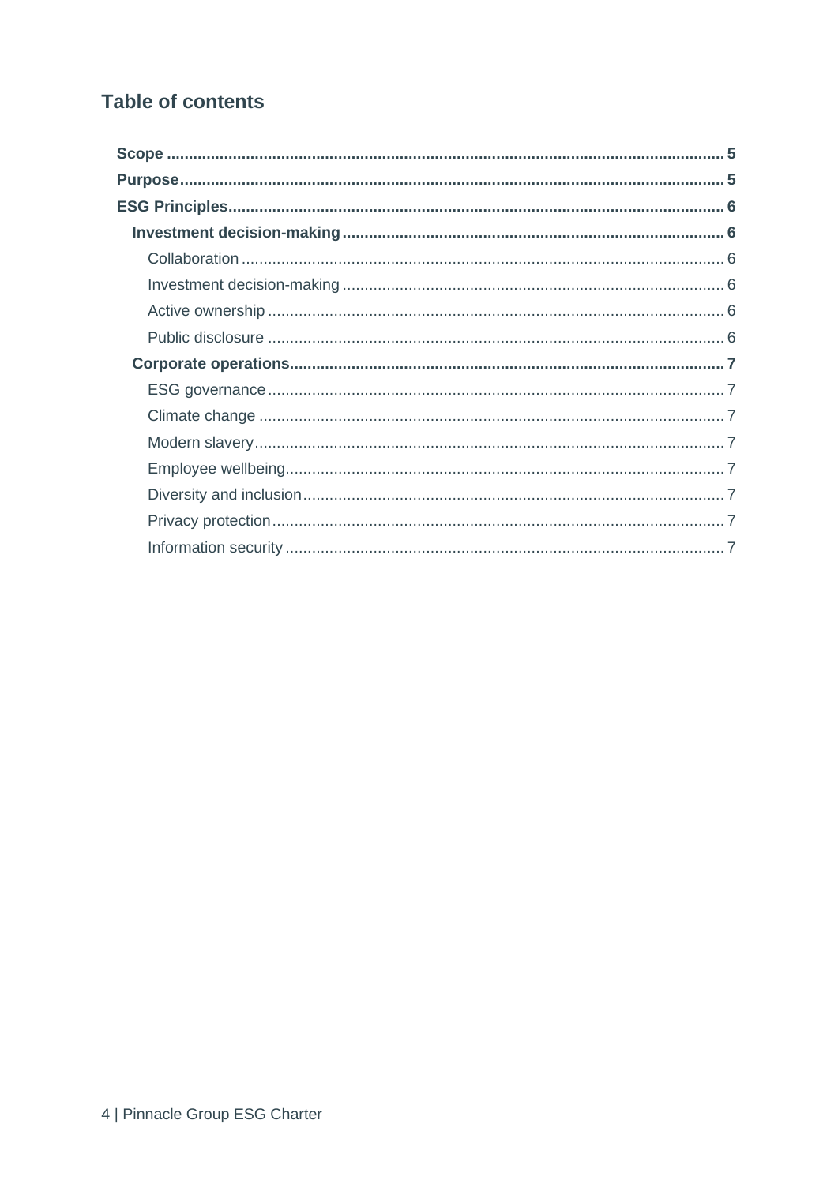## Table of contents

**Scope** ........ 5
**Purpose** ........ 5
**ESG Principles** ........ 6
- **Investment decision-making** ........ 6
  - Collaboration ........ 6
  - Investment decision-making ........ 6
  - Active ownership ........ 6
  - Public disclosure ........ 6
- **Corporate operations** ........ 7
  - ESG governance ........ 7
  - Climate change ........ 7
  - Modern slavery ........ 7
  - Employee wellbeing ........ 7
  - Diversity and inclusion ........ 7
  - Privacy protection ........ 7
  - Information security ........ 7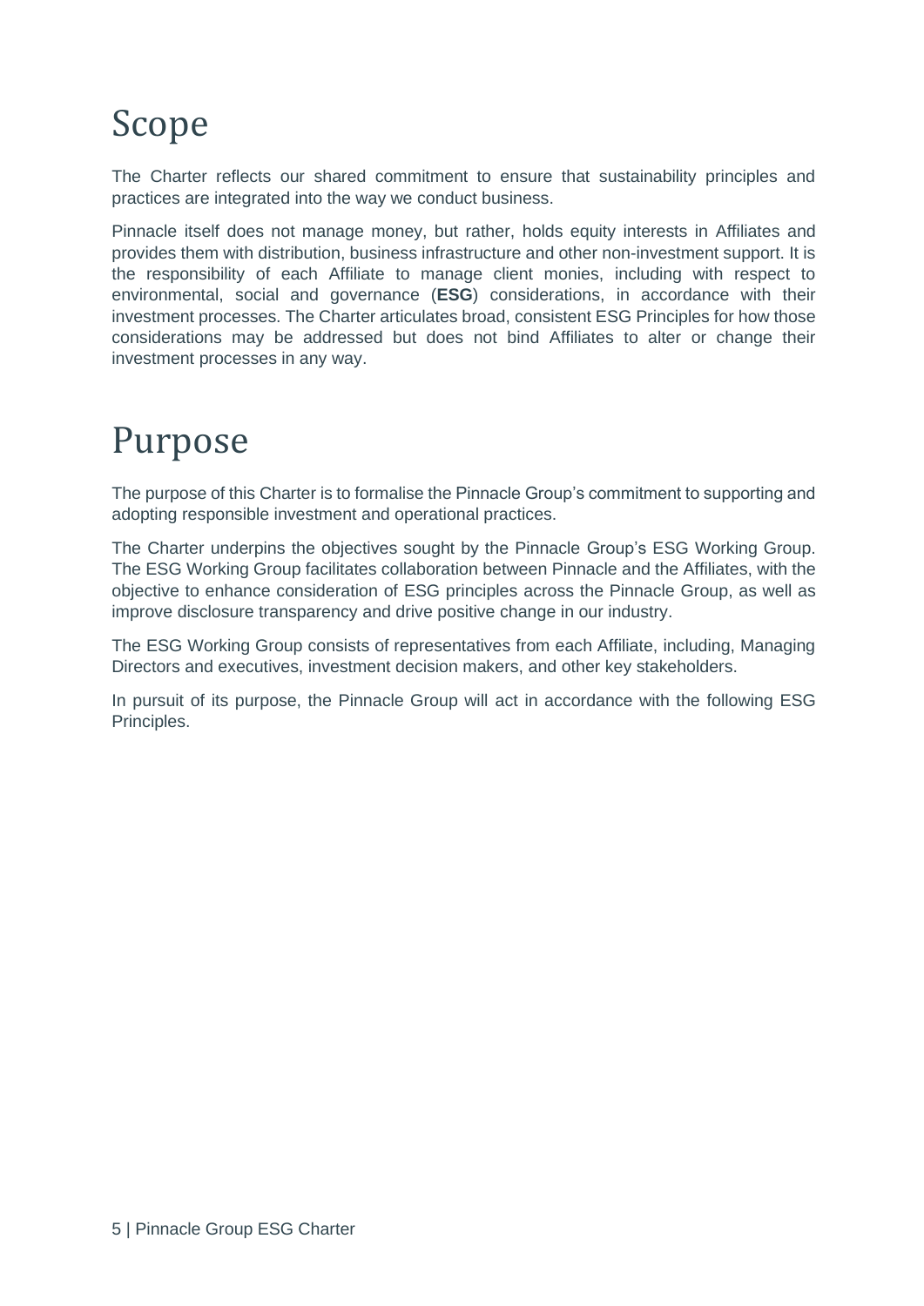# Scope

The Charter reflects our shared commitment to ensure that sustainability principles and practices are integrated into the way we conduct business.

Pinnacle itself does not manage money, but rather, holds equity interests in Affiliates and provides them with distribution, business infrastructure and other non-investment support. It is the responsibility of each Affiliate to manage client monies, including with respect to environmental, social and governance (**ESG**) considerations, in accordance with their investment processes. The Charter articulates broad, consistent ESG Principles for how those considerations may be addressed but does not bind Affiliates to alter or change their investment processes in any way.

# Purpose

The purpose of this Charter is to formalise the Pinnacle Group's commitment to supporting and adopting responsible investment and operational practices.

The Charter underpins the objectives sought by the Pinnacle Group's ESG Working Group. The ESG Working Group facilitates collaboration between Pinnacle and the Affiliates, with the objective to enhance consideration of ESG principles across the Pinnacle Group, as well as improve disclosure transparency and drive positive change in our industry.

The ESG Working Group consists of representatives from each Affiliate, including, Managing Directors and executives, investment decision makers, and other key stakeholders.

In pursuit of its purpose, the Pinnacle Group will act in accordance with the following ESG Principles.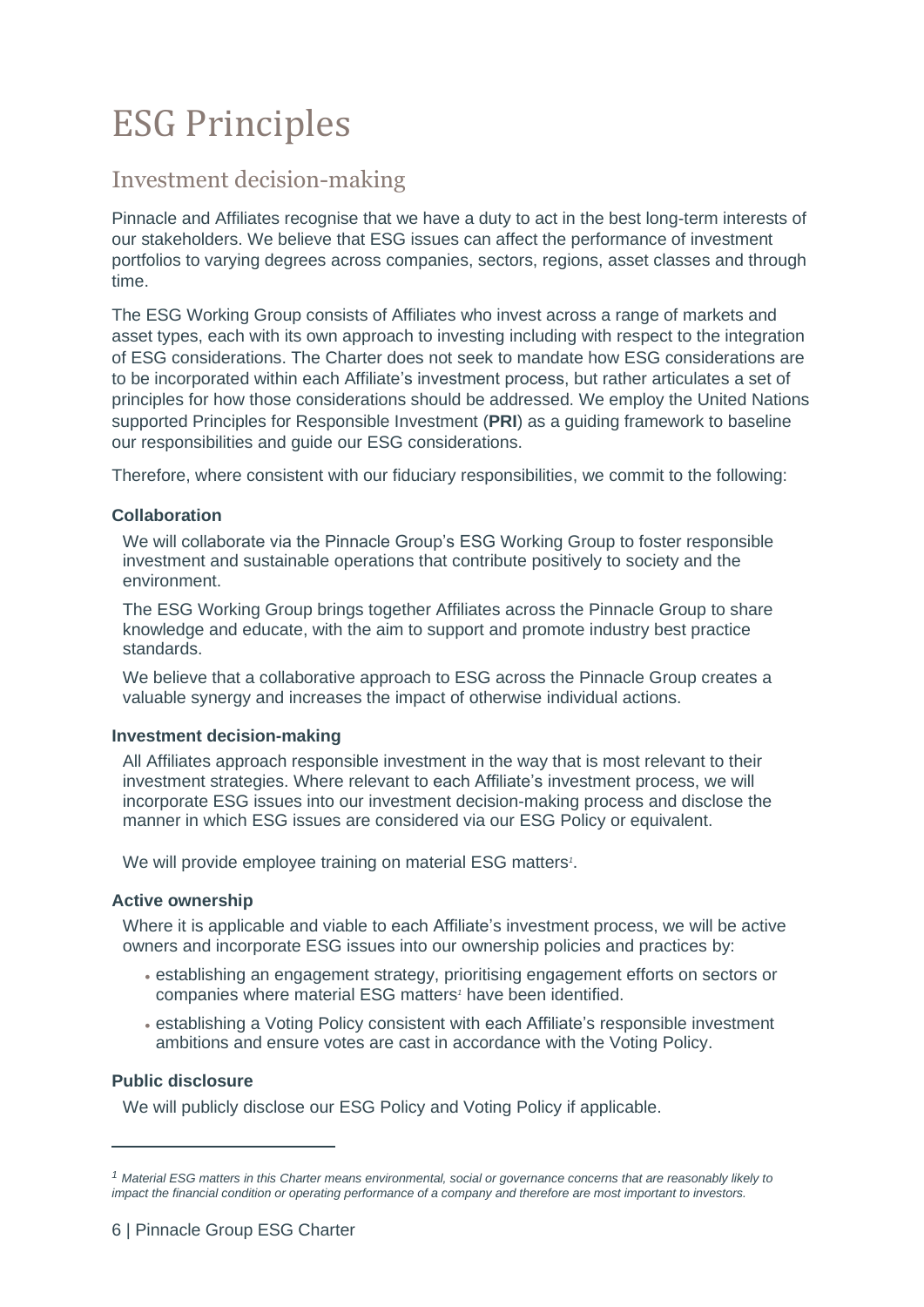# ESG Principles

## Investment decision-making

Pinnacle and Affiliates recognise that we have a duty to act in the best long-term interests of our stakeholders. We believe that ESG issues can affect the performance of investment portfolios to varying degrees across companies, sectors, regions, asset classes and through time.

The ESG Working Group consists of Affiliates who invest across a range of markets and asset types, each with its own approach to investing including with respect to the integration of ESG considerations. The Charter does not seek to mandate how ESG considerations are to be incorporated within each Affiliate's investment process, but rather articulates a set of principles for how those considerations should be addressed. We employ the United Nations supported Principles for Responsible Investment (**PRI**) as a guiding framework to baseline our responsibilities and guide our ESG considerations.

Therefore, where consistent with our fiduciary responsibilities, we commit to the following:

#### Collaboration

We will collaborate via the Pinnacle Group's ESG Working Group to foster responsible investment and sustainable operations that contribute positively to society and the environment.

The ESG Working Group brings together Affiliates across the Pinnacle Group to share knowledge and educate, with the aim to support and promote industry best practice standards.

We believe that a collaborative approach to ESG across the Pinnacle Group creates a valuable synergy and increases the impact of otherwise individual actions.

#### Investment decision-making

All Affiliates approach responsible investment in the way that is most relevant to their investment strategies. Where relevant to each Affiliate's investment process, we will incorporate ESG issues into our investment decision-making process and disclose the manner in which ESG issues are considered via our ESG Policy or equivalent.

We will provide employee training on material ESG matters[1].

#### Active ownership

Where it is applicable and viable to each Affiliate's investment process, we will be active owners and incorporate ESG issues into our ownership policies and practices by:

- establishing an engagement strategy, prioritising engagement efforts on sectors or companies where material ESG matters[1] have been identified.
- establishing a Voting Policy consistent with each Affiliate's responsible investment ambitions and ensure votes are cast in accordance with the Voting Policy.

#### Public disclosure

We will publicly disclose our ESG Policy and Voting Policy if applicable.

---

[1] *Material ESG matters in this Charter means environmental, social or governance concerns that are reasonably likely to impact the financial condition or operating performance of a company and therefore are most important to investors.*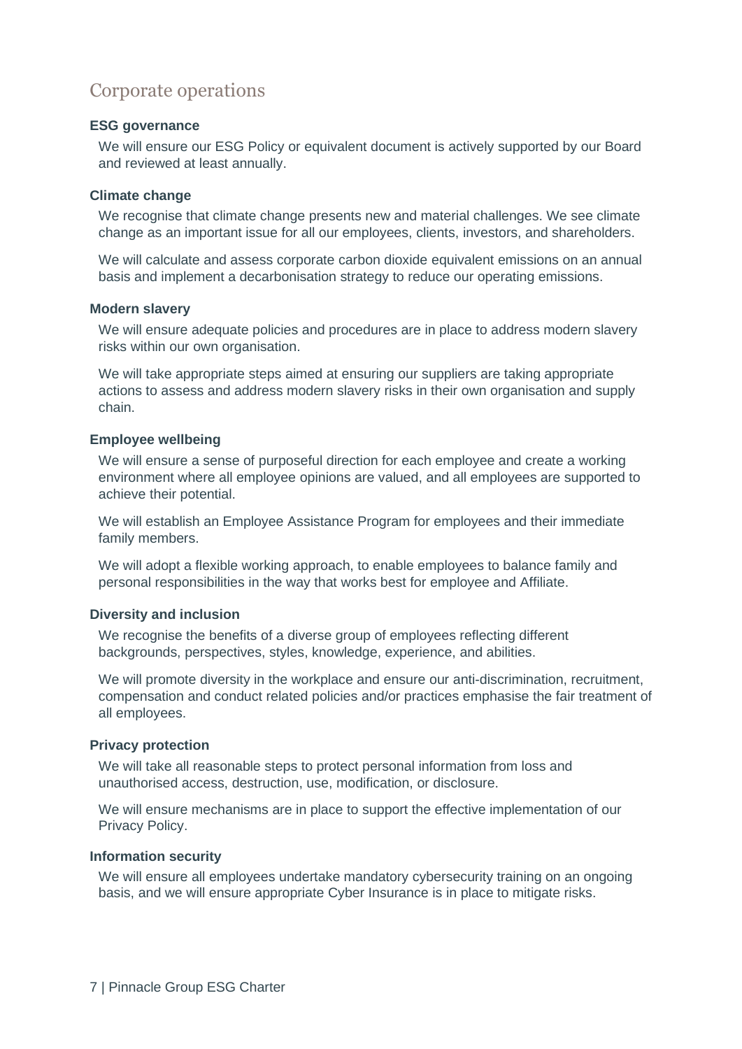## Corporate operations

**ESG governance**

We will ensure our ESG Policy or equivalent document is actively supported by our Board and reviewed at least annually.

**Climate change**

We recognise that climate change presents new and material challenges. We see climate change as an important issue for all our employees, clients, investors, and shareholders.

We will calculate and assess corporate carbon dioxide equivalent emissions on an annual basis and implement a decarbonisation strategy to reduce our operating emissions.

**Modern slavery**

We will ensure adequate policies and procedures are in place to address modern slavery risks within our own organisation.

We will take appropriate steps aimed at ensuring our suppliers are taking appropriate actions to assess and address modern slavery risks in their own organisation and supply chain.

**Employee wellbeing**

We will ensure a sense of purposeful direction for each employee and create a working environment where all employee opinions are valued, and all employees are supported to achieve their potential.

We will establish an Employee Assistance Program for employees and their immediate family members.

We will adopt a flexible working approach, to enable employees to balance family and personal responsibilities in the way that works best for employee and Affiliate.

**Diversity and inclusion**

We recognise the benefits of a diverse group of employees reflecting different backgrounds, perspectives, styles, knowledge, experience, and abilities.

We will promote diversity in the workplace and ensure our anti-discrimination, recruitment, compensation and conduct related policies and/or practices emphasise the fair treatment of all employees.

**Privacy protection**

We will take all reasonable steps to protect personal information from loss and unauthorised access, destruction, use, modification, or disclosure.

We will ensure mechanisms are in place to support the effective implementation of our Privacy Policy.

**Information security**

We will ensure all employees undertake mandatory cybersecurity training on an ongoing basis, and we will ensure appropriate Cyber Insurance is in place to mitigate risks.